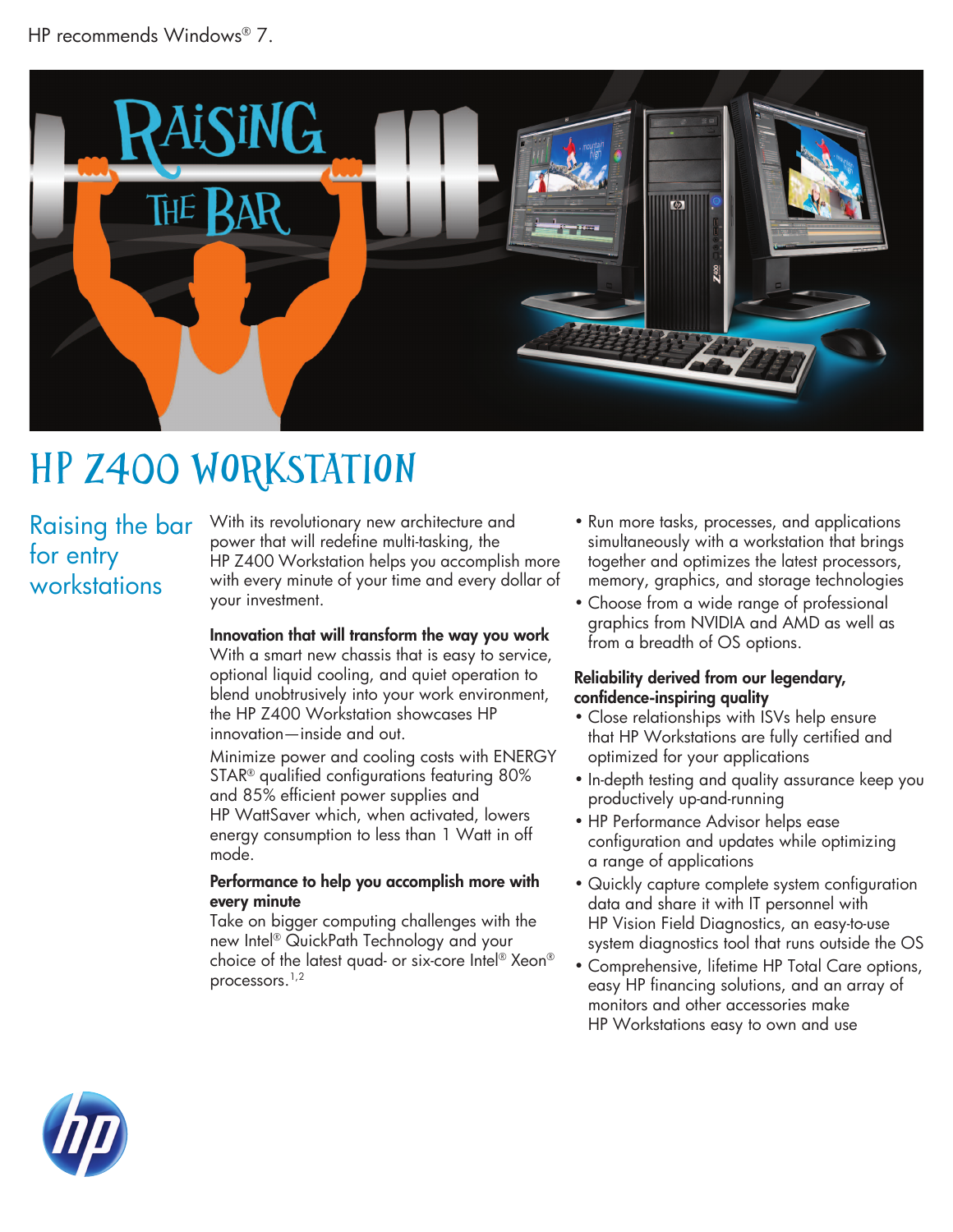HP recommends Windows® 7.

# HP Z400 Workstation

## Raising the bar for entry workstations

With its revolutionary new architecture and power that will redefine multi-tasking, the HP Z400 Workstation helps you accomplish more with every minute of your time and every dollar of your investment.

**Innovation that will transform the way you work**

With a smart new chassis that is easy to service, optional liquid cooling, and quiet operation to blend unobtrusively into your work environment, the HP Z400 Workstation showcases HP innovation—inside and out.

Minimize power and cooling costs with ENERGY STAR® qualified configurations featuring 80% and 85% efficient power supplies and HP WattSaver which, when activated, lowers energy consumption to less than 1 Watt in off mode.

**Performance to help you accomplish more with every minute**

Take on bigger computing challenges with the new Intel® QuickPath Technology and your choice of the latest quad- or six-core Intel® Xeon® processors.[1,2]

- Run more tasks, processes, and applications simultaneously with a workstation that brings together and optimizes the latest processors, memory, graphics, and storage technologies
- Choose from a wide range of professional graphics from NVIDIA and AMD as well as from a breadth of OS options.

**Reliability derived from our legendary, confidence-inspiring quality**

- Close relationships with ISVs help ensure that HP Workstations are fully certified and optimized for your applications
- In-depth testing and quality assurance keep you productively up-and-running
- HP Performance Advisor helps ease configuration and updates while optimizing a range of applications
- Quickly capture complete system configuration data and share it with IT personnel with HP Vision Field Diagnostics, an easy-to-use system diagnostics tool that runs outside the OS
- Comprehensive, lifetime HP Total Care options, easy HP financing solutions, and an array of monitors and other accessories make HP Workstations easy to own and use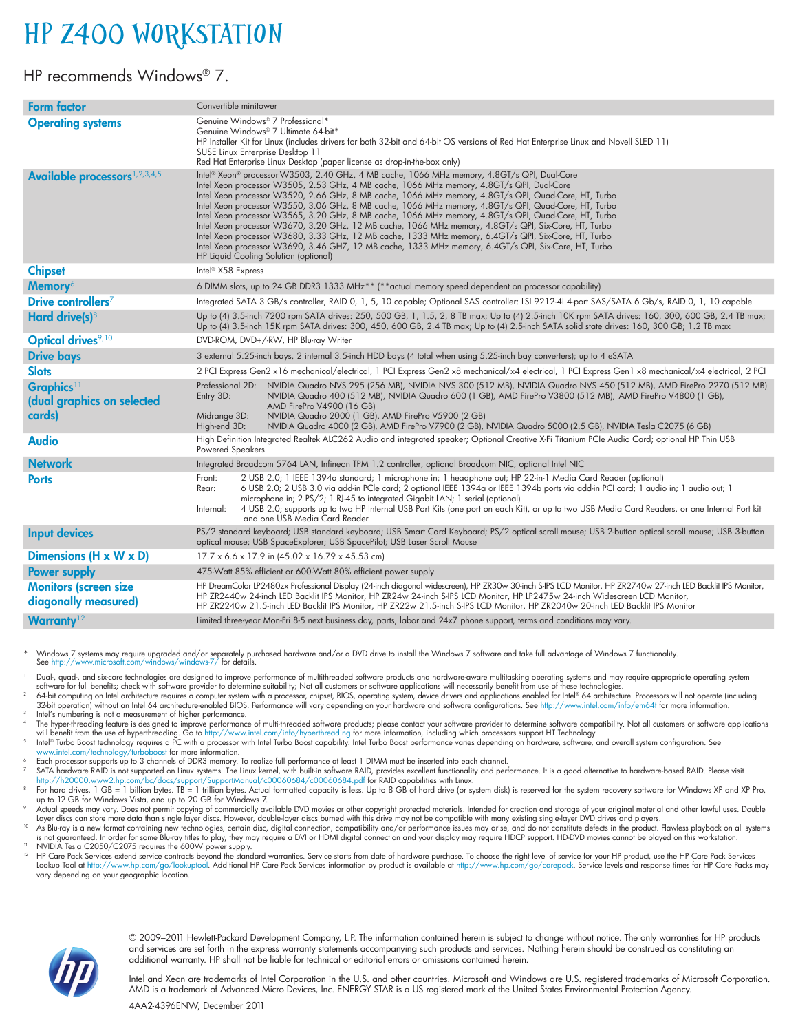# HP Z400 Workstation

HP recommends Windows® 7.

| | |
|---|---|
| **Form factor** | Convertible minitower |
| **Operating systems** | Genuine Windows® 7 Professional*<br>Genuine Windows® 7 Ultimate 64-bit*<br>HP Installer Kit for Linux (includes drivers for both 32-bit and 64-bit OS versions of Red Hat Enterprise Linux and Novell SLED 11)<br>SUSE Linux Enterprise Desktop 11<br>Red Hat Enterprise Linux Desktop (paper license as drop-in-the-box only) |
| **Available processors**[1,2,3,4,5] | Intel® Xeon® processor W3503, 2.40 GHz, 4 MB cache, 1066 MHz memory, 4.8GT/s QPI, Dual-Core<br>Intel Xeon processor W3505, 2.53 GHz, 4 MB cache, 1066 MHz memory, 4.8GT/s QPI, Dual-Core<br>Intel Xeon processor W3520, 2.66 GHz, 8 MB cache, 1066 MHz memory, 4.8GT/s QPI, Quad-Core, HT, Turbo<br>Intel Xeon processor W3550, 3.06 GHz, 8 MB cache, 1066 MHz memory, 4.8GT/s QPI, Quad-Core, HT, Turbo<br>Intel Xeon processor W3565, 3.20 GHz, 8 MB cache, 1066 MHz memory, 4.8GT/s QPI, Quad-Core, HT, Turbo<br>Intel Xeon processor W3670, 3.20 GHz, 12 MB cache, 1066 MHz memory, 4.8GT/s QPI, Six-Core, HT, Turbo<br>Intel Xeon processor W3680, 3.33 GHz, 12 MB cache, 1333 MHz memory, 6.4GT/s QPI, Six-Core, HT, Turbo<br>Intel Xeon processor W3690, 3.46 GHZ, 12 MB cache, 1333 MHz memory, 6.4GT/s QPI, Six-Core, HT, Turbo<br>HP Liquid Cooling Solution (optional) |
| **Chipset** | Intel® X58 Express |
| **Memory**[6] | 6 DIMM slots, up to 24 GB DDR3 1333 MHz** (**actual memory speed dependent on processor capability) |
| **Drive controllers**[7] | Integrated SATA 3 GB/s controller, RAID 0, 1, 5, 10 capable; Optional SAS controller: LSI 9212-4i 4-port SAS/SATA 6 Gb/s, RAID 0, 1, 10 capable |
| **Hard drive(s)**[8] | Up to (4) 3.5-inch 7200 rpm SATA drives: 250, 500 GB, 1, 1.5, 2, 8 TB max; Up to (4) 2.5-inch 10K rpm SATA drives: 160, 300, 600 GB, 2.4 TB max;<br>Up to (4) 3.5-inch 15K rpm SATA drives: 300, 450, 600 GB, 2.4 TB max; Up to (4) 2.5-inch SATA solid state drives: 160, 300 GB; 1.2 TB max |
| **Optical drives**[9,10] | DVD-ROM, DVD+/-RW, HP Blu-ray Writer |
| **Drive bays** | 3 external 5.25-inch bays, 2 internal 3.5-inch HDD bays (4 total when using 5.25-inch bay converters); up to 4 eSATA |
| **Slots** | 2 PCI Express Gen2 x16 mechanical/electrical, 1 PCI Express Gen2 x8 mechanical/x4 electrical, 1 PCI Express Gen1 x8 mechanical/x4 electrical, 2 PCI |
| **Graphics**[11] **(dual graphics on selected cards)** | Professional 2D: NVIDIA Quadro NVS 295 (256 MB), NVIDIA NVS 300 (512 MB), NVIDIA Quadro NVS 450 (512 MB), AMD FirePro 2270 (512 MB)<br>Entry 3D: NVIDIA Quadro 400 (512 MB), NVIDIA Quadro 600 (1 GB), AMD FirePro V3800 (512 MB), AMD FirePro V4800 (1 GB), AMD FirePro V4900 (16 GB)<br>Midrange 3D: NVIDIA Quadro 2000 (1 GB), AMD FirePro V5900 (2 GB)<br>High-end 3D: NVIDIA Quadro 4000 (2 GB), AMD FirePro V7900 (2 GB), NVIDIA Quadro 5000 (2.5 GB), NVIDIA Tesla C2075 (6 GB) |
| **Audio** | High Definition Integrated Realtek ALC262 Audio and integrated speaker; Optional Creative X-Fi Titanium PCIe Audio Card; optional HP Thin USB Powered Speakers |
| **Network** | Integrated Broadcom 5764 LAN, Infineon TPM 1.2 controller, optional Broadcom NIC, optional Intel NIC |
| **Ports** | Front: 2 USB 2.0; 1 IEEE 1394a standard; 1 microphone in; 1 headphone out; HP 22-in-1 Media Card Reader (optional)<br>Rear: 6 USB 2.0; 2 USB 3.0 via add-in PCIe card; 2 optional IEEE 1394a or IEEE 1394b ports via add-in PCI card; 1 audio in; 1 audio out; 1 microphone in; 2 PS/2; 1 RJ-45 to integrated Gigabit LAN; 1 serial (optional)<br>Internal: 4 USB 2.0; supports up to two HP Internal USB Port Kits (one port on each Kit), or up to two USB Media Card Readers, or one Internal Port kit and one USB Media Card Reader |
| **Input devices** | PS/2 standard keyboard; USB standard keyboard; USB Smart Card Keyboard; PS/2 optical scroll mouse; USB 2-button optical scroll mouse; USB 3-button optical mouse; USB SpaceExplorer; USB SpacePilot; USB Laser Scroll Mouse |
| **Dimensions (H x W x D)** | 17.7 x 6.6 x 17.9 in (45.02 x 16.79 x 45.53 cm) |
| **Power supply** | 475-Watt 85% efficient or 600-Watt 80% efficient power supply |
| **Monitors (screen size diagonally measured)** | HP DreamColor LP2480zx Professional Display (24-inch diagonal widescreen), HP ZR30w 30-inch S-IPS LCD Monitor, HP ZR2740w 27-inch LED Backlit IPS Monitor, HP ZR2440w 24-inch LED Backlit IPS Monitor, HP ZR24w 24-inch S-IPS LCD Monitor, HP LP2475w 24-inch Widescreen LCD Monitor, HP ZR2240w 21.5-inch LED Backlit IPS Monitor, HP ZR22w 21.5-inch S-IPS LCD Monitor, HP ZR2040w 20-inch LED Backlit IPS Monitor |
| **Warranty**[12] | Limited three-year Mon-Fri 8-5 next business day, parts, labor and 24x7 phone support, terms and conditions may vary. |

\* Windows 7 systems may require upgraded and/or separately purchased hardware and/or a DVD drive to install the Windows 7 software and take full advantage of Windows 7 functionality. See http://www.microsoft.com/windows/windows-7/ for details.

1 Dual-, quad-, and six-core technologies are designed to improve performance of multithreaded software products and hardware-aware multitasking operating systems and may require appropriate operating system software for full benefits; check with software provider to determine suitability; Not all customers or software applications will necessarily benefit from use of these technologies.

2 64-bit computing on Intel architecture requires a computer system with a processor, chipset, BIOS, operating system, device drivers and applications enabled for Intel® 64 architecture. Processors will not operate (including 32-bit operation) without an Intel 64 architecture-enabled BIOS. Performance will vary depending on your hardware and software configurations. See http://www.intel.com/info/em64t for more information.

3 Intel's numbering is not a measurement of higher performance.

4 The hyper-threading feature is designed to improve performance of multi-threaded software products; please contact your software provider to determine software compatibility. Not all customers or software applications will benefit from the use of hyperthreading. Go to http://www.intel.com/info/hyperthreading for more information, including which processors support HT Technology.

5 Intel® Turbo Boost technology requires a PC with a processor with Intel Turbo Boost capability. Intel Turbo Boost performance varies depending on hardware, software, and overall system configuration. See www.intel.com/technology/turboboost for more information.

6 Each processor supports up to 3 channels of DDR3 memory. To realize full performance at least 1 DIMM must be inserted into each channel.

7 SATA hardware RAID is not supported on Linux systems. The Linux kernel, with built-in software RAID, provides excellent functionality and performance. It is a good alternative to hardware-based RAID. Please visit http://h20000.www2.hp.com/bc/docs/support/SupportManual/c00060684/c00060684.pdf for RAID capabilities with Linux.

8 For hard drives, 1 GB = 1 billion bytes. TB = 1 trillion bytes. Actual formatted capacity is less. Up to 8 GB of hard drive (or system disk) is reserved for the system recovery software for Windows XP and XP Pro, up to 12 GB for Windows Vista, and up to 20 GB for Windows 7.

9 Actual speeds may vary. Does not permit copying of commercially available DVD movies or other copyright protected materials. Intended for creation and storage of your original material and other lawful uses. Double Layer discs can store more data than single layer discs. However, double-layer discs burned with this drive may not be compatible with many existing single-layer DVD drives and players.

10 As Blu-ray is a new format containing new technologies, certain disc, digital connection, compatibility and/or performance issues may arise, and do not constitute defects in the product. Flawless playback on all systems is not guaranteed. In order for some Blu-ray titles to play, they may require a DVI or HDMI digital connection and your display may require HDCP support. HD-DVD movies cannot be played on this workstation.

11 NVIDIA Tesla C2050/C2075 requires the 600W power supply.

12 HP Care Pack Services extend service contracts beyond the standard warranties. Service starts from date of hardware purchase. To choose the right level of service for your HP product, use the HP Care Pack Services Lookup Tool at http://www.hp.com/go/lookuptool. Additional HP Care Pack Services information by product is available at http://www.hp.com/go/carepack. Service levels and response times for HP Care Packs may vary depending on your geographic location.

© 2009–2011 Hewlett-Packard Development Company, L.P. The information contained herein is subject to change without notice. The only warranties for HP products and services are set forth in the express warranty statements accompanying such products and services. Nothing herein should be construed as constituting an additional warranty. HP shall not be liable for technical or editorial errors or omissions contained herein.

Intel and Xeon are trademarks of Intel Corporation in the U.S. and other countries. Microsoft and Windows are U.S. registered trademarks of Microsoft Corporation. AMD is a trademark of Advanced Micro Devices, Inc. ENERGY STAR is a US registered mark of the United States Environmental Protection Agency.

4AA2-4396ENW, December 2011